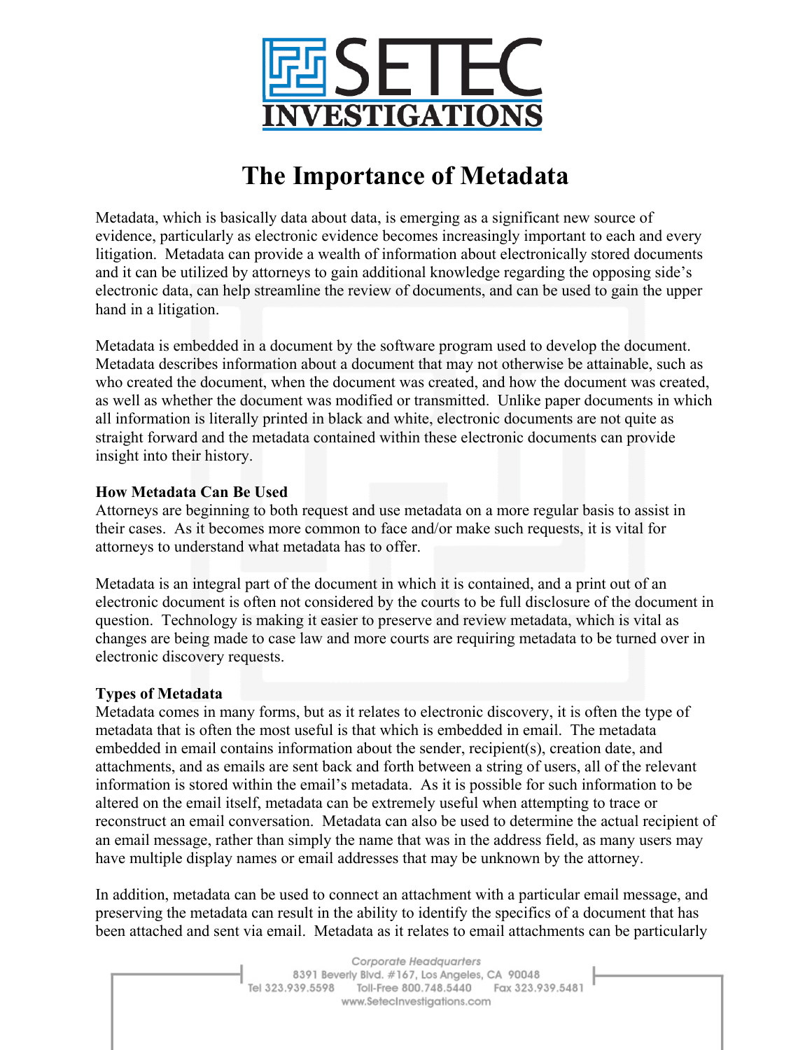# The Importance of Metadata

Metadata, which is basically data about data, is emerging as a significant new source of evidence, particularly as electronic evidence becomes increasingly important to each and every litigation. Metadata can provide a wealth of information about electronically stored documents and it can be utilized by attorneys to gain additional knowledge regarding the opposing side's electronic data, can help streamline the review of documents, and can be used to gain the upper hand in a litigation.

Metadata is embedded in a document by the software program used to develop the document. Metadata describes information about a document that may not otherwise be attainable, such as who created the document, when the document was created, and how the document was created, as well as whether the document was modified or transmitted. Unlike paper documents in which all information is literally printed in black and white, electronic documents are not quite as straight forward and the metadata contained within these electronic documents can provide insight into their history.

### How Metadata Can Be Used

Attorneys are beginning to both request and use metadata on a more regular basis to assist in their cases. As it becomes more common to face and/or make such requests, it is vital for attorneys to understand what metadata has to offer.

Metadata is an integral part of the document in which it is contained, and a print out of an electronic document is often not considered by the courts to be full disclosure of the document in question. Technology is making it easier to preserve and review metadata, which is vital as changes are being made to case law and more courts are requiring metadata to be turned over in electronic discovery requests.

### Types of Metadata

Metadata comes in many forms, but as it relates to electronic discovery, it is often the type of metadata that is often the most useful is that which is embedded in email. The metadata embedded in email contains information about the sender, recipient(s), creation date, and attachments, and as emails are sent back and forth between a string of users, all of the relevant information is stored within the email's metadata. As it is possible for such information to be altered on the email itself, metadata can be extremely useful when attempting to trace or reconstruct an email conversation. Metadata can also be used to determine the actual recipient of an email message, rather than simply the name that was in the address field, as many users may have multiple display names or email addresses that may be unknown by the attorney.

In addition, metadata can be used to connect an attachment with a particular email message, and preserving the metadata can result in the ability to identify the specifics of a document that has been attached and sent via email. Metadata as it relates to email attachments can be particularly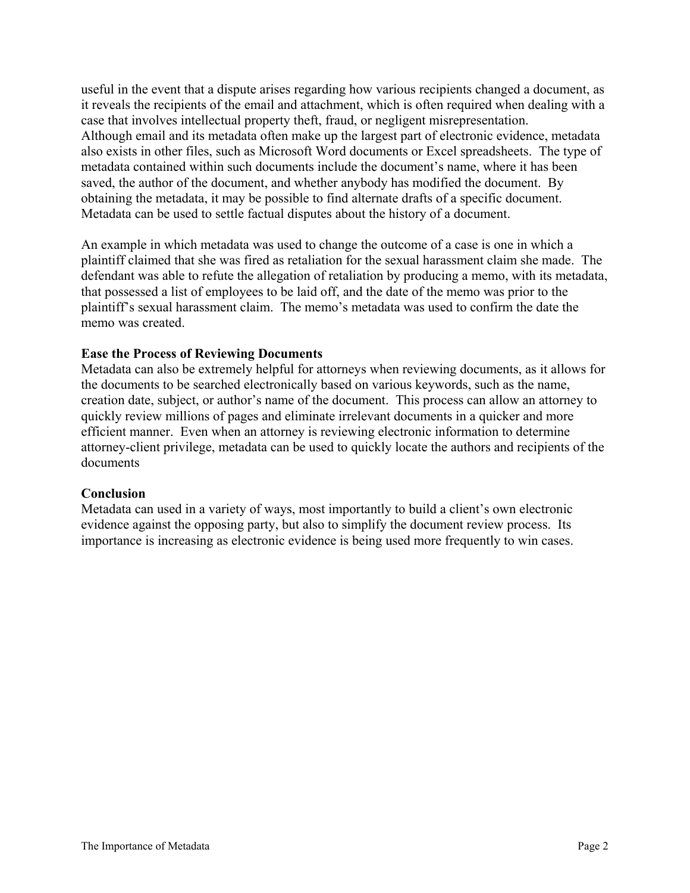useful in the event that a dispute arises regarding how various recipients changed a document, as it reveals the recipients of the email and attachment, which is often required when dealing with a case that involves intellectual property theft, fraud, or negligent misrepresentation.
Although email and its metadata often make up the largest part of electronic evidence, metadata also exists in other files, such as Microsoft Word documents or Excel spreadsheets. The type of metadata contained within such documents include the document's name, where it has been saved, the author of the document, and whether anybody has modified the document. By obtaining the metadata, it may be possible to find alternate drafts of a specific document. Metadata can be used to settle factual disputes about the history of a document.

An example in which metadata was used to change the outcome of a case is one in which a plaintiff claimed that she was fired as retaliation for the sexual harassment claim she made. The defendant was able to refute the allegation of retaliation by producing a memo, with its metadata, that possessed a list of employees to be laid off, and the date of the memo was prior to the plaintiff's sexual harassment claim. The memo's metadata was used to confirm the date the memo was created.

**Ease the Process of Reviewing Documents**

Metadata can also be extremely helpful for attorneys when reviewing documents, as it allows for the documents to be searched electronically based on various keywords, such as the name, creation date, subject, or author's name of the document. This process can allow an attorney to quickly review millions of pages and eliminate irrelevant documents in a quicker and more efficient manner. Even when an attorney is reviewing electronic information to determine attorney-client privilege, metadata can be used to quickly locate the authors and recipients of the documents

**Conclusion**

Metadata can used in a variety of ways, most importantly to build a client's own electronic evidence against the opposing party, but also to simplify the document review process. Its importance is increasing as electronic evidence is being used more frequently to win cases.